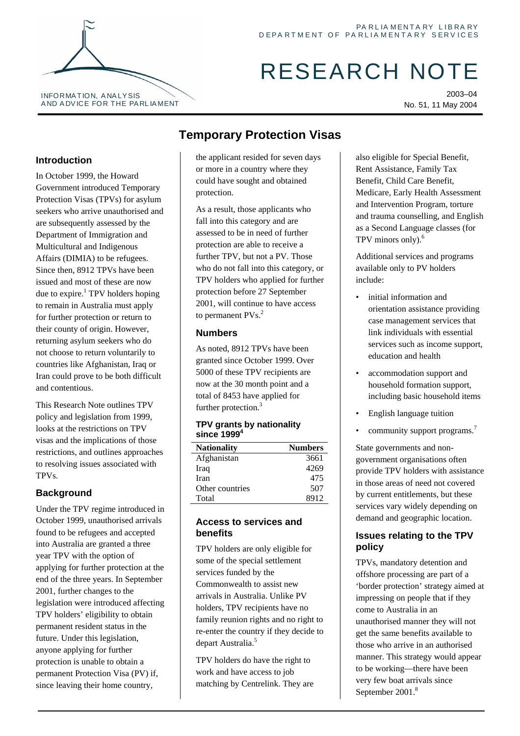PARLIAMENTARY LIBRARY
DEPARTMENT OF PARLIAMENTARY SERVICES

INFORMATION, ANALYSIS AND ADVICE FOR THE PARLIAMENT

# RESEARCH NOTE

2003–04
No. 51, 11 May 2004

# Temporary Protection Visas

## Introduction

In October 1999, the Howard Government introduced Temporary Protection Visas (TPVs) for asylum seekers who arrive unauthorised and are subsequently assessed by the Department of Immigration and Multicultural and Indigenous Affairs (DIMIA) to be refugees. Since then, 8912 TPVs have been issued and most of these are now due to expire.[1] TPV holders hoping to remain in Australia must apply for further protection or return to their county of origin. However, returning asylum seekers who do not choose to return voluntarily to countries like Afghanistan, Iraq or Iran could prove to be both difficult and contentious.

This Research Note outlines TPV policy and legislation from 1999, looks at the restrictions on TPV visas and the implications of those restrictions, and outlines approaches to resolving issues associated with TPVs.

## Background

Under the TPV regime introduced in October 1999, unauthorised arrivals found to be refugees and accepted into Australia are granted a three year TPV with the option of applying for further protection at the end of the three years. In September 2001, further changes to the legislation were introduced affecting TPV holders' eligibility to obtain permanent resident status in the future. Under this legislation, anyone applying for further protection is unable to obtain a permanent Protection Visa (PV) if, since leaving their home country, the applicant resided for seven days or more in a country where they could have sought and obtained protection.

As a result, those applicants who fall into this category and are assessed to be in need of further protection are able to receive a further TPV, but not a PV. Those who do not fall into this category, or TPV holders who applied for further protection before 27 September 2001, will continue to have access to permanent PVs.[2]

## Numbers

As noted, 8912 TPVs have been granted since October 1999. Over 5000 of these TPV recipients are now at the 30 month point and a total of 8453 have applied for further protection.[3]

**TPV grants by nationality since 1999[4]**

| Nationality | Numbers |
|---|---|
| Afghanistan | 3661 |
| Iraq | 4269 |
| Iran | 475 |
| Other countries | 507 |
| Total | 8912 |

## Access to services and benefits

TPV holders are only eligible for some of the special settlement services funded by the Commonwealth to assist new arrivals in Australia. Unlike PV holders, TPV recipients have no family reunion rights and no right to re-enter the country if they decide to depart Australia.[5]

TPV holders do have the right to work and have access to job matching by Centrelink. They are also eligible for Special Benefit, Rent Assistance, Family Tax Benefit, Child Care Benefit, Medicare, Early Health Assessment and Intervention Program, torture and trauma counselling, and English as a Second Language classes (for TPV minors only).[6]

Additional services and programs available only to PV holders include:

- initial information and orientation assistance providing case management services that link individuals with essential services such as income support, education and health
- accommodation support and household formation support, including basic household items
- English language tuition
- community support programs.[7]

State governments and non-government organisations often provide TPV holders with assistance in those areas of need not covered by current entitlements, but these services vary widely depending on demand and geographic location.

## Issues relating to the TPV policy

TPVs, mandatory detention and offshore processing are part of a 'border protection' strategy aimed at impressing on people that if they come to Australia in an unauthorised manner they will not get the same benefits available to those who arrive in an authorised manner. This strategy would appear to be working—there have been very few boat arrivals since September 2001.[8]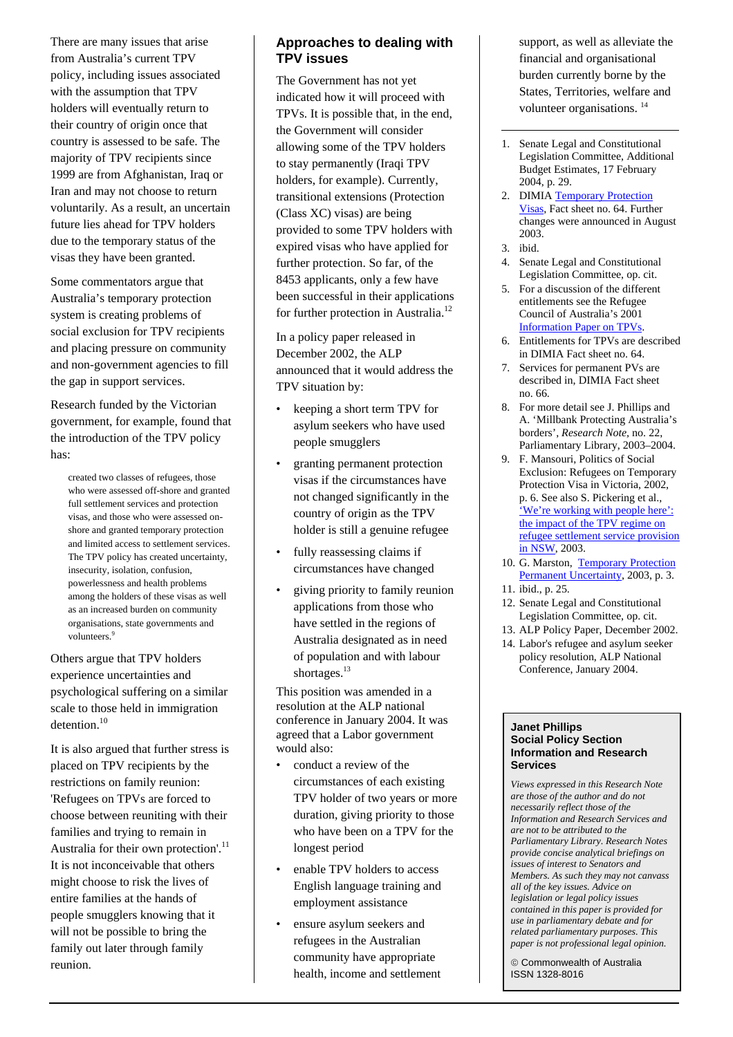There are many issues that arise from Australia's current TPV policy, including issues associated with the assumption that TPV holders will eventually return to their country of origin once that country is assessed to be safe. The majority of TPV recipients since 1999 are from Afghanistan, Iraq or Iran and may not choose to return voluntarily. As a result, an uncertain future lies ahead for TPV holders due to the temporary status of the visas they have been granted.

Some commentators argue that Australia's temporary protection system is creating problems of social exclusion for TPV recipients and placing pressure on community and non-government agencies to fill the gap in support services.

Research funded by the Victorian government, for example, found that the introduction of the TPV policy has:

> created two classes of refugees, those who were assessed off-shore and granted full settlement services and protection visas, and those who were assessed on-shore and granted temporary protection and limited access to settlement services. The TPV policy has created uncertainty, insecurity, isolation, confusion, powerlessness and health problems among the holders of these visas as well as an increased burden on community organisations, state governments and volunteers.[9]

Others argue that TPV holders experience uncertainties and psychological suffering on a similar scale to those held in immigration detention.[10]

It is also argued that further stress is placed on TPV recipients by the restrictions on family reunion: 'Refugees on TPVs are forced to choose between reuniting with their families and trying to remain in Australia for their own protection'.[11] It is not inconceivable that others might choose to risk the lives of entire families at the hands of people smugglers knowing that it will not be possible to bring the family out later through family reunion.

## Approaches to dealing with TPV issues

The Government has not yet indicated how it will proceed with TPVs. It is possible that, in the end, the Government will consider allowing some of the TPV holders to stay permanently (Iraqi TPV holders, for example). Currently, transitional extensions (Protection (Class XC) visas) are being provided to some TPV holders with expired visas who have applied for further protection. So far, of the 8453 applicants, only a few have been successful in their applications for further protection in Australia.[12]

In a policy paper released in December 2002, the ALP announced that it would address the TPV situation by:

- keeping a short term TPV for asylum seekers who have used people smugglers
- granting permanent protection visas if the circumstances have not changed significantly in the country of origin as the TPV holder is still a genuine refugee
- fully reassessing claims if circumstances have changed
- giving priority to family reunion applications from those who have settled in the regions of Australia designated as in need of population and with labour shortages.[13]

This position was amended in a resolution at the ALP national conference in January 2004. It was agreed that a Labor government would also:

- conduct a review of the circumstances of each existing TPV holder of two years or more duration, giving priority to those who have been on a TPV for the longest period
- enable TPV holders to access English language training and employment assistance
- ensure asylum seekers and refugees in the Australian community have appropriate health, income and settlement support, as well as alleviate the financial and organisational burden currently borne by the States, Territories, welfare and volunteer organisations.[14]

---

1. Senate Legal and Constitutional Legislation Committee, Additional Budget Estimates, 17 February 2004, p. 29.
2. DIMIA Temporary Protection Visas, Fact sheet no. 64. Further changes were announced in August 2003.
3. ibid.
4. Senate Legal and Constitutional Legislation Committee, op. cit.
5. For a discussion of the different entitlements see the Refugee Council of Australia's 2001 Information Paper on TPVs.
6. Entitlements for TPVs are described in DIMIA Fact sheet no. 64.
7. Services for permanent PVs are described in, DIMIA Fact sheet no. 66.
8. For more detail see J. Phillips and A. 'Millbank Protecting Australia's borders', *Research Note*, no. 22, Parliamentary Library, 2003–2004.
9. F. Mansouri, Politics of Social Exclusion: Refugees on Temporary Protection Visa in Victoria, 2002, p. 6. See also S. Pickering et al., 'We're working with people here': the impact of the TPV regime on refugee settlement service provision in NSW, 2003.
10. G. Marston, Temporary Protection Permanent Uncertainty, 2003, p. 3.
11. ibid., p. 25.
12. Senate Legal and Constitutional Legislation Committee, op. cit.
13. ALP Policy Paper, December 2002.
14. Labor's refugee and asylum seeker policy resolution, ALP National Conference, January 2004.

**Janet Phillips**
**Social Policy Section**
**Information and Research Services**

*Views expressed in this Research Note are those of the author and do not necessarily reflect those of the Information and Research Services and are not to be attributed to the Parliamentary Library. Research Notes provide concise analytical briefings on issues of interest to Senators and Members. As such they may not canvass all of the key issues. Advice on legislation or legal policy issues contained in this paper is provided for use in parliamentary debate and for related parliamentary purposes. This paper is not professional legal opinion.*

© Commonwealth of Australia
ISSN 1328-8016